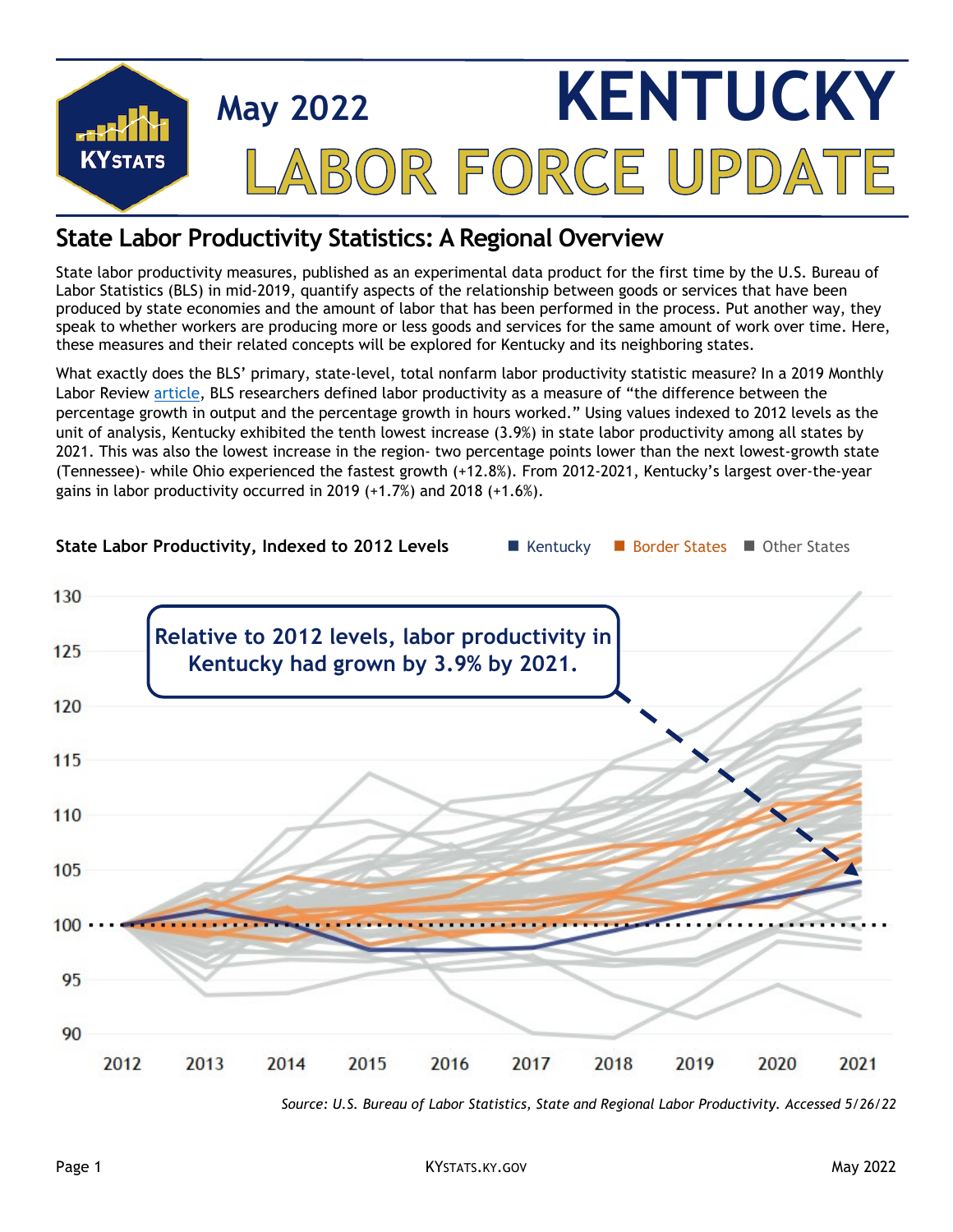# KENTUCKY LABOR FORCE UPDATE

May 2022

## State Labor Productivity Statistics: A Regional Overview

State labor productivity measures, published as an experimental data product for the first time by the U.S. Bureau of Labor Statistics (BLS) in mid-2019, quantify aspects of the relationship between goods or services that have been produced by state economies and the amount of labor that has been performed in the process. Put another way, they speak to whether workers are producing more or less goods and services for the same amount of work over time. Here, these measures and their related concepts will be explored for Kentucky and its neighboring states.

What exactly does the BLS' primary, state-level, total nonfarm labor productivity statistic measure? In a 2019 Monthly Labor Review article, BLS researchers defined labor productivity as a measure of "the difference between the percentage growth in output and the percentage growth in hours worked." Using values indexed to 2012 levels as the unit of analysis, Kentucky exhibited the tenth lowest increase (3.9%) in state labor productivity among all states by 2021. This was also the lowest increase in the region- two percentage points lower than the next lowest-growth state (Tennessee)- while Ohio experienced the fastest growth (+12.8%). From 2012-2021, Kentucky's largest over-the-year gains in labor productivity occurred in 2019 (+1.7%) and 2018 (+1.6%).

**State Labor Productivity, Indexed to 2012 Levels** — Kentucky / Border States / Other States

Relative to 2012 levels, labor productivity in Kentucky had grown by 3.9% by 2021.

*Source: U.S. Bureau of Labor Statistics, State and Regional Labor Productivity. Accessed 5/26/22*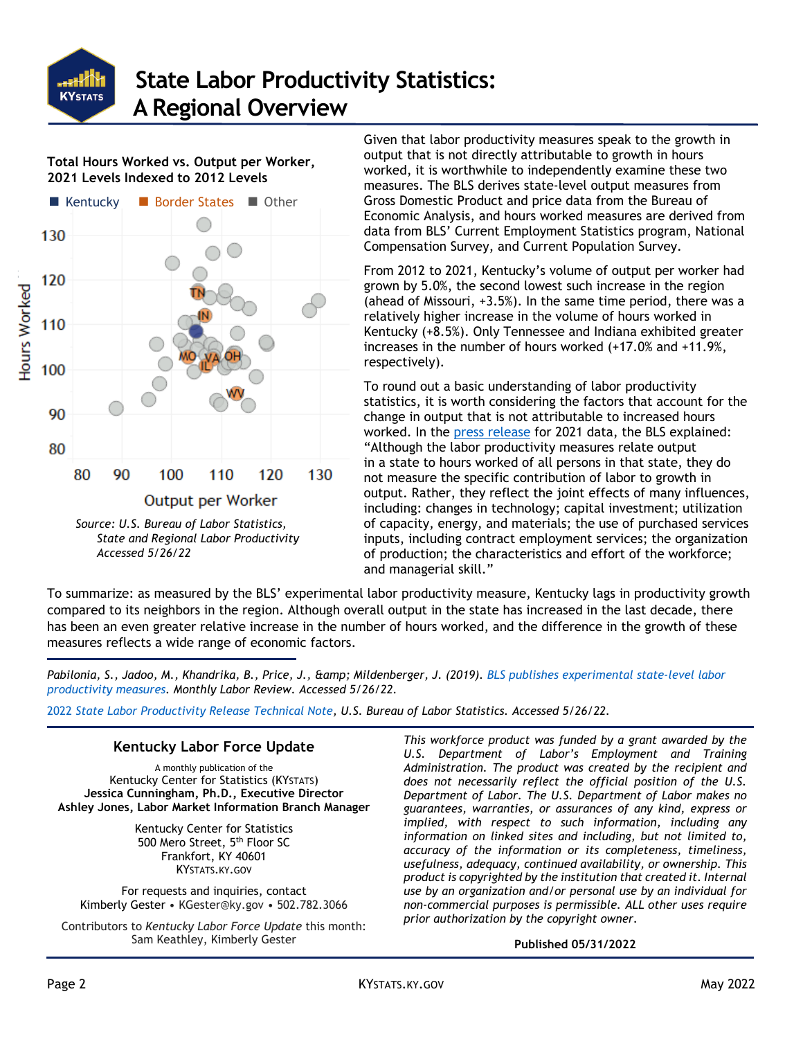# State Labor Productivity Statistics: A Regional Overview

**Total Hours Worked vs. Output per Worker, 2021 Levels Indexed to 2012 Levels**

Kentucky | Border States | Other

Hours Worked

130
120
110
100
90
80

TN
IN
MO
VA
OH
IL
WV

80 90 100 110 120 130

Output per Worker

*Source: U.S. Bureau of Labor Statistics, State and Regional Labor Productivity Accessed 5/26/22*

Given that labor productivity measures speak to the growth in output that is not directly attributable to growth in hours worked, it is worthwhile to independently examine these two measures. The BLS derives state-level output measures from Gross Domestic Product and price data from the Bureau of Economic Analysis, and hours worked measures are derived from data from BLS' Current Employment Statistics program, National Compensation Survey, and Current Population Survey.

From 2012 to 2021, Kentucky's volume of output per worker had grown by 5.0%, the second lowest such increase in the region (ahead of Missouri, +3.5%). In the same time period, there was a relatively higher increase in the volume of hours worked in Kentucky (+8.5%). Only Tennessee and Indiana exhibited greater increases in the number of hours worked (+17.0% and +11.9%, respectively).

To round out a basic understanding of labor productivity statistics, it is worth considering the factors that account for the change in output that is not attributable to increased hours worked. In the press release for 2021 data, the BLS explained: "Although the labor productivity measures relate output in a state to hours worked of all persons in that state, they do not measure the specific contribution of labor to growth in output. Rather, they reflect the joint effects of many influences, including: changes in technology; capital investment; utilization of capacity, energy, and materials; the use of purchased services inputs, including contract employment services; the organization of production; the characteristics and effort of the workforce; and managerial skill."

To summarize: as measured by the BLS' experimental labor productivity measure, Kentucky lags in productivity growth compared to its neighbors in the region. Although overall output in the state has increased in the last decade, there has been an even greater relative increase in the number of hours worked, and the difference in the growth of these measures reflects a wide range of economic factors.

---

*Pabilonia, S., Jadoo, M., Khandrika, B., Price, J., &amp; Mildenberger, J. (2019). BLS publishes experimental state-level labor productivity measures. Monthly Labor Review. Accessed 5/26/22.*

2022 *State Labor Productivity Release Technical Note*, U.S. Bureau of Labor Statistics. Accessed 5/26/22.

---

### Kentucky Labor Force Update

A monthly publication of the
Kentucky Center for Statistics (KYSTATS)
**Jessica Cunningham, Ph.D., Executive Director**
**Ashley Jones, Labor Market Information Branch Manager**

Kentucky Center for Statistics
500 Mero Street, 5th Floor SC
Frankfort, KY 40601
KYSTATS.KY.GOV

For requests and inquiries, contact
Kimberly Gester • KGester@ky.gov • 502.782.3066

Contributors to *Kentucky Labor Force Update* this month:
Sam Keathley, Kimberly Gester

*This workforce product was funded by a grant awarded by the U.S. Department of Labor's Employment and Training Administration. The product was created by the recipient and does not necessarily reflect the official position of the U.S. Department of Labor. The U.S. Department of Labor makes no guarantees, warranties, or assurances of any kind, express or implied, with respect to such information, including any information on linked sites and including, but not limited to, accuracy of the information or its completeness, timeliness, usefulness, adequacy, continued availability, or ownership. This product is copyrighted by the institution that created it. Internal use by an organization and/or personal use by an individual for non-commercial purposes is permissible. ALL other uses require prior authorization by the copyright owner.*

**Published 05/31/2022**